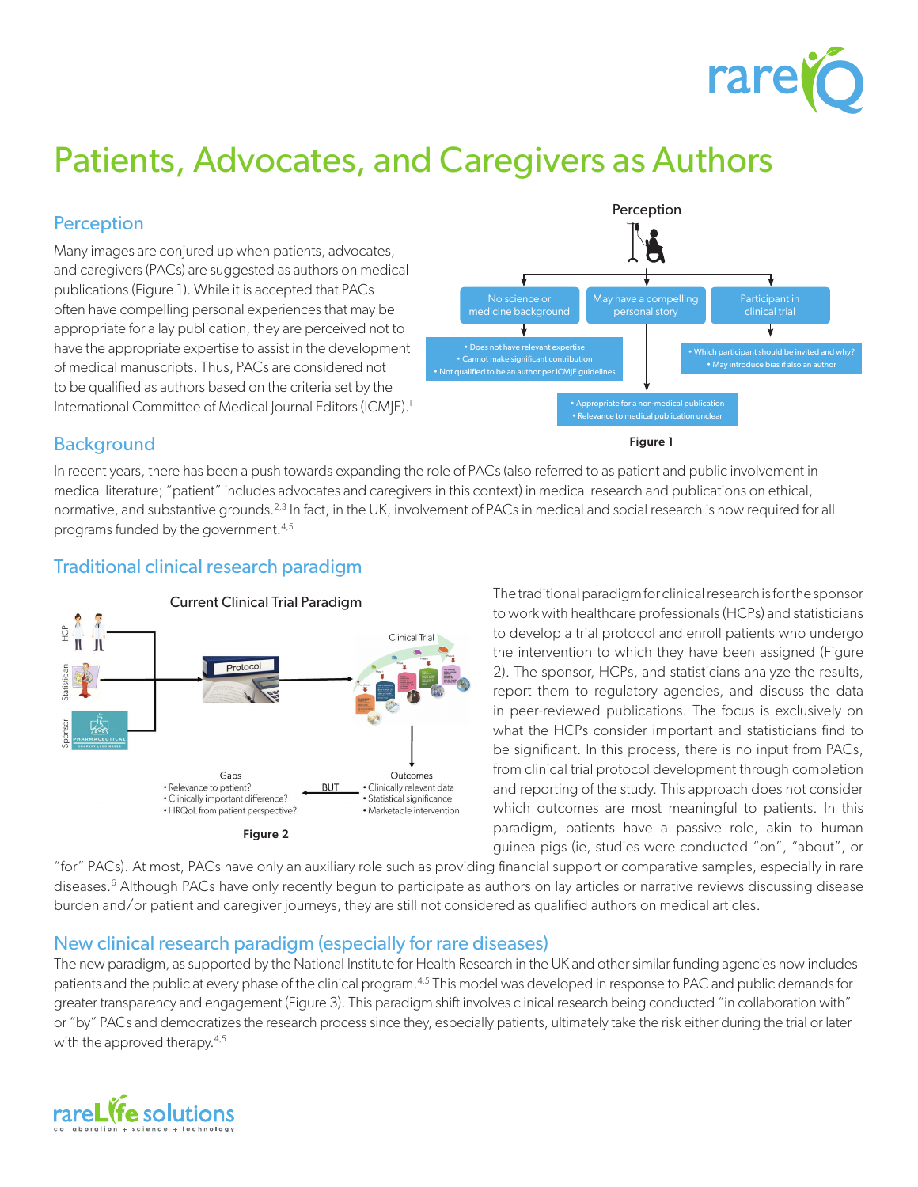# Patients, Advocates, and Caregivers as Authors

## Perception

Many images are conjured up when patients, advocates, and caregivers (PACs) are suggested as authors on medical publications (Figure 1). While it is accepted that PACs often have compelling personal experiences that may be appropriate for a lay publication, they are perceived not to have the appropriate expertise to assist in the development of medical manuscripts. Thus, PACs are considered not to be qualified as authors based on the criteria set by the International Committee of Medical Journal Editors (ICMJE).[1]

Perception

- No science or medicine background
  - Does not have relevant expertise
  - Cannot make significant contribution
  - Not qualified to be an author per ICMJE guidelines
- May have a compelling personal story
  - Appropriate for a non-medical publication
  - Relevance to medical publication unclear
- Participant in clinical trial
  - Which participant should be invited and why?
  - May introduce bias if also an author

Figure 1

## Background

In recent years, there has been a push towards expanding the role of PACs (also referred to as patient and public involvement in medical literature; "patient" includes advocates and caregivers in this context) in medical research and publications on ethical, normative, and substantive grounds.[2,3] In fact, in the UK, involvement of PACs in medical and social research is now required for all programs funded by the government.[4,5]

## Traditional clinical research paradigm

Current Clinical Trial Paradigm

HCP, Statistician, Sponsor → Protocol → Clinical Trial → Outcomes

Gaps
- Relevance to patient?
- Clinically important difference?
- HRQoL from patient perspective?

BUT

Outcomes
- Clinically relevant data
- Statistical significance
- Marketable intervention

Figure 2

The traditional paradigm for clinical research is for the sponsor to work with healthcare professionals (HCPs) and statisticians to develop a trial protocol and enroll patients who undergo the intervention to which they have been assigned (Figure 2). The sponsor, HCPs, and statisticians analyze the results, report them to regulatory agencies, and discuss the data in peer-reviewed publications. The focus is exclusively on what the HCPs consider important and statisticians find to be significant. In this process, there is no input from PACs, from clinical trial protocol development through completion and reporting of the study. This approach does not consider which outcomes are most meaningful to patients. In this paradigm, patients have a passive role, akin to human guinea pigs (ie, studies were conducted "on", "about", or "for" PACs). At most, PACs have only an auxiliary role such as providing financial support or comparative samples, especially in rare diseases.[6] Although PACs have only recently begun to participate as authors on lay articles or narrative reviews discussing disease burden and/or patient and caregiver journeys, they are still not considered as qualified authors on medical articles.

## New clinical research paradigm (especially for rare diseases)

The new paradigm, as supported by the National Institute for Health Research in the UK and other similar funding agencies now includes patients and the public at every phase of the clinical program.[4,5] This model was developed in response to PAC and public demands for greater transparency and engagement (Figure 3). This paradigm shift involves clinical research being conducted "in collaboration with" or "by" PACs and democratizes the research process since they, especially patients, ultimately take the risk either during the trial or later with the approved therapy.[4,5]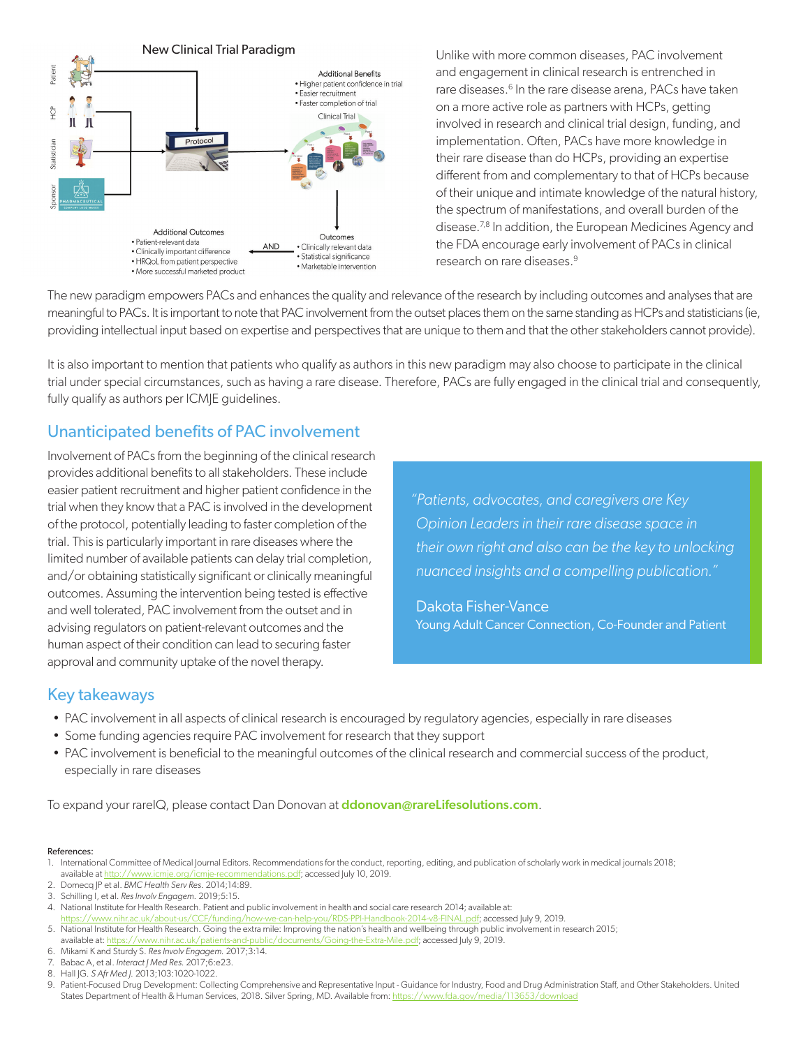New Clinical Trial Paradigm

Patient

HCP

Statistician

Sponsor

PHARMACEUTICAL

Protocol

Additional Benefits
- Higher patient confidence in trial
- Easier recruitment
- Faster completion of trial

Clinical Trial

Outcomes
- Clinically relevant data
- Statistical significance
- Marketable intervention

AND

Additional Outcomes
- Patient-relevant data
- Clinically important difference
- HRQoL from patient perspective
- More successful marketed product

Unlike with more common diseases, PAC involvement and engagement in clinical research is entrenched in rare diseases.[6] In the rare disease arena, PACs have taken on a more active role as partners with HCPs, getting involved in research and clinical trial design, funding, and implementation. Often, PACs have more knowledge in their rare disease than do HCPs, providing an expertise different from and complementary to that of HCPs because of their unique and intimate knowledge of the natural history, the spectrum of manifestations, and overall burden of the disease.[7,8] In addition, the European Medicines Agency and the FDA encourage early involvement of PACs in clinical research on rare diseases.[9]

The new paradigm empowers PACs and enhances the quality and relevance of the research by including outcomes and analyses that are meaningful to PACs. It is important to note that PAC involvement from the outset places them on the same standing as HCPs and statisticians (ie, providing intellectual input based on expertise and perspectives that are unique to them and that the other stakeholders cannot provide).

It is also important to mention that patients who qualify as authors in this new paradigm may also choose to participate in the clinical trial under special circumstances, such as having a rare disease. Therefore, PACs are fully engaged in the clinical trial and consequently, fully qualify as authors per ICMJE guidelines.

## Unanticipated benefits of PAC involvement

Involvement of PACs from the beginning of the clinical research provides additional benefits to all stakeholders. These include easier patient recruitment and higher patient confidence in the trial when they know that a PAC is involved in the development of the protocol, potentially leading to faster completion of the trial. This is particularly important in rare diseases where the limited number of available patients can delay trial completion, and/or obtaining statistically significant or clinically meaningful outcomes. Assuming the intervention being tested is effective and well tolerated, PAC involvement from the outset and in advising regulators on patient-relevant outcomes and the human aspect of their condition can lead to securing faster approval and community uptake of the novel therapy.

> *"Patients, advocates, and caregivers are Key Opinion Leaders in their rare disease space in their own right and also can be the key to unlocking nuanced insights and a compelling publication."*
>
> Dakota Fisher-Vance
> Young Adult Cancer Connection, Co-Founder and Patient

## Key takeaways

- PAC involvement in all aspects of clinical research is encouraged by regulatory agencies, especially in rare diseases
- Some funding agencies require PAC involvement for research that they support
- PAC involvement is beneficial to the meaningful outcomes of the clinical research and commercial success of the product, especially in rare diseases

To expand your rareIQ, please contact Dan Donovan at **ddonovan@rareLifesolutions.com**.

References:

1. International Committee of Medical Journal Editors. Recommendations for the conduct, reporting, editing, and publication of scholarly work in medical journals 2018; available at http://www.icmje.org/icmje-recommendations.pdf; accessed July 10, 2019.
2. Domecq JP et al. *BMC Health Serv Res*. 2014;14:89.
3. Schilling I, et al. *Res Involv Engagem*. 2019;5:15.
4. National Institute for Health Research. Patient and public involvement in health and social care research 2014; available at: https://www.nihr.ac.uk/about-us/CCF/funding/how-we-can-help-you/RDS-PPI-Handbook-2014-v8-FINAL.pdf; accessed July 9, 2019.
5. National Institute for Health Research. Going the extra mile: Improving the nation's health and wellbeing through public involvement in research 2015; available at: https://www.nihr.ac.uk/patients-and-public/documents/Going-the-Extra-Mile.pdf; accessed July 9, 2019.
6. Mikami K and Sturdy S. *Res Involv Engagem*. 2017;3:14.
7. Babac A, et al. *Interact J Med Res*. 2017;6:e23.
8. Hall JG. *S Afr Med J*. 2013;103:1020-1022.
9. Patient-Focused Drug Development: Collecting Comprehensive and Representative Input - Guidance for Industry, Food and Drug Administration Staff, and Other Stakeholders. United States Department of Health & Human Services, 2018. Silver Spring, MD. Available from: https://www.fda.gov/media/113653/download